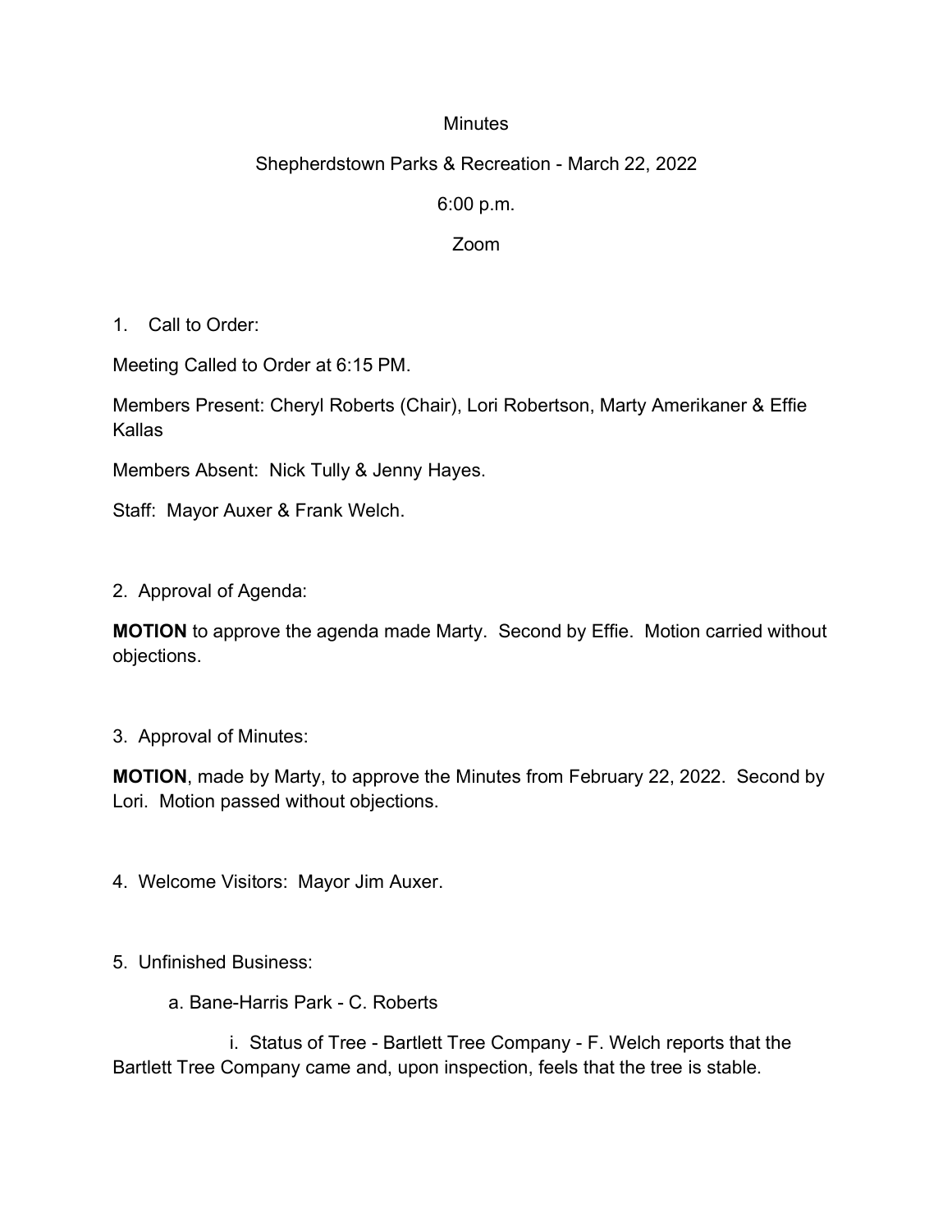Minutes

Shepherdstown Parks & Recreation - March 22, 2022

6:00 p.m.

Zoom

1. Call to Order:

Meeting Called to Order at 6:15 PM.

Members Present: Cheryl Roberts (Chair), Lori Robertson, Marty Amerikaner & Effie Kallas

Members Absent: Nick Tully & Jenny Hayes.

Staff: Mayor Auxer & Frank Welch.

2. Approval of Agenda:

**MOTION** to approve the agenda made Marty. Second by Effie. Motion carried without objections.

3. Approval of Minutes:

**MOTION**, made by Marty, to approve the Minutes from February 22, 2022. Second by Lori. Motion passed without objections.

4. Welcome Visitors: Mayor Jim Auxer.

5. Unfinished Business:

a. Bane-Harris Park - C. Roberts

i. Status of Tree - Bartlett Tree Company - F. Welch reports that the Bartlett Tree Company came and, upon inspection, feels that the tree is stable.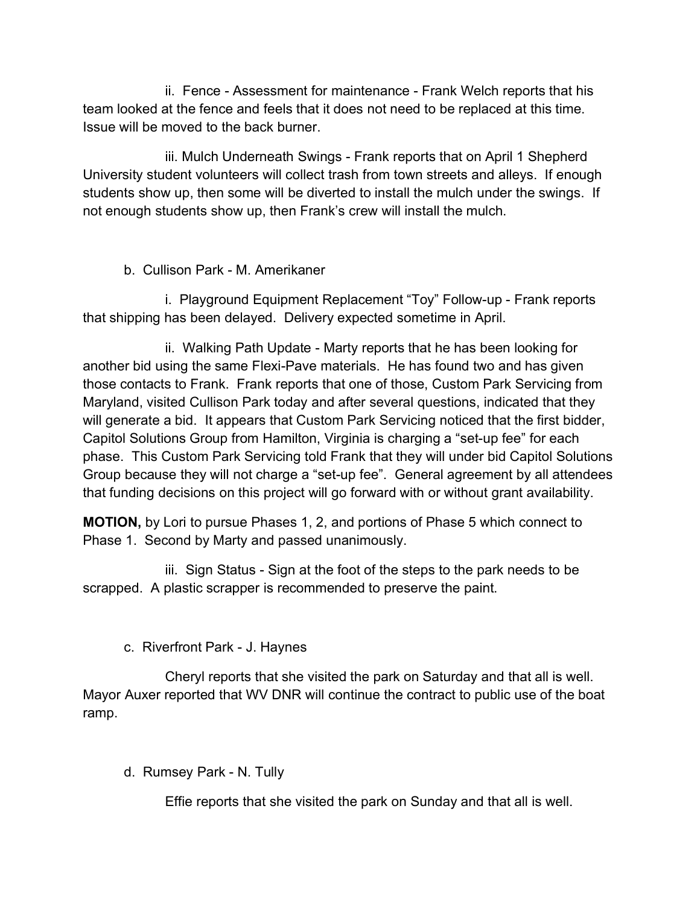ii. Fence - Assessment for maintenance - Frank Welch reports that his team looked at the fence and feels that it does not need to be replaced at this time. Issue will be moved to the back burner.

iii. Mulch Underneath Swings - Frank reports that on April 1 Shepherd University student volunteers will collect trash from town streets and alleys. If enough students show up, then some will be diverted to install the mulch under the swings. If not enough students show up, then Frank's crew will install the mulch.

b. Cullison Park - M. Amerikaner

i. Playground Equipment Replacement "Toy" Follow-up - Frank reports that shipping has been delayed. Delivery expected sometime in April.

ii. Walking Path Update - Marty reports that he has been looking for another bid using the same Flexi-Pave materials. He has found two and has given those contacts to Frank. Frank reports that one of those, Custom Park Servicing from Maryland, visited Cullison Park today and after several questions, indicated that they will generate a bid. It appears that Custom Park Servicing noticed that the first bidder, Capitol Solutions Group from Hamilton, Virginia is charging a "set-up fee" for each phase. This Custom Park Servicing told Frank that they will under bid Capitol Solutions Group because they will not charge a "set-up fee". General agreement by all attendees that funding decisions on this project will go forward with or without grant availability.

**MOTION,** by Lori to pursue Phases 1, 2, and portions of Phase 5 which connect to Phase 1. Second by Marty and passed unanimously.

iii. Sign Status - Sign at the foot of the steps to the park needs to be scrapped. A plastic scrapper is recommended to preserve the paint.

c. Riverfront Park - J. Haynes

Cheryl reports that she visited the park on Saturday and that all is well. Mayor Auxer reported that WV DNR will continue the contract to public use of the boat ramp.

d. Rumsey Park - N. Tully

Effie reports that she visited the park on Sunday and that all is well.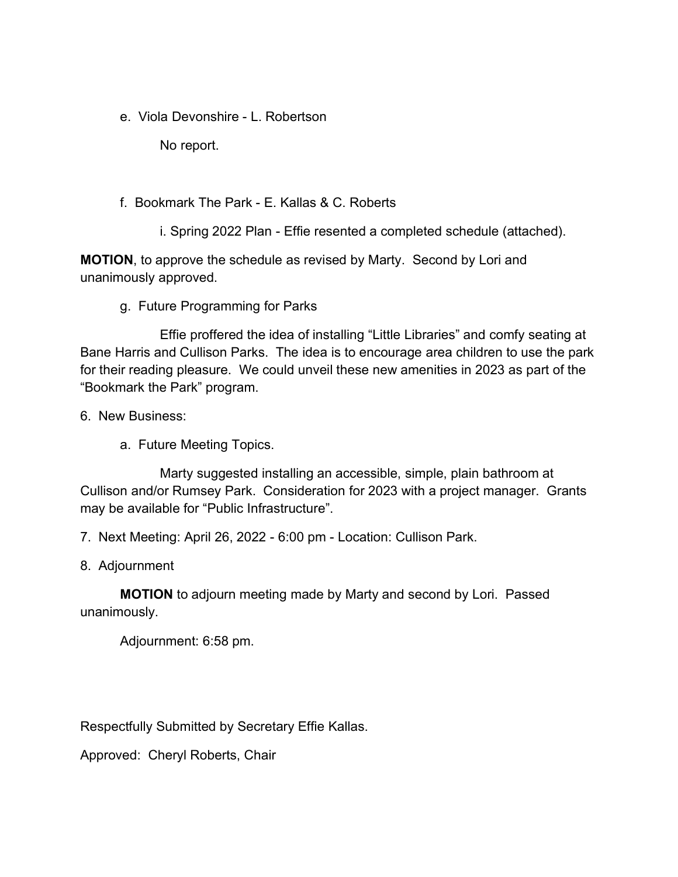e. Viola Devonshire - L. Robertson

No report.

f. Bookmark The Park - E. Kallas & C. Roberts

i. Spring 2022 Plan - Effie resented a completed schedule (attached).

**MOTION**, to approve the schedule as revised by Marty. Second by Lori and unanimously approved.

g. Future Programming for Parks

Effie proffered the idea of installing "Little Libraries" and comfy seating at Bane Harris and Cullison Parks. The idea is to encourage area children to use the park for their reading pleasure. We could unveil these new amenities in 2023 as part of the "Bookmark the Park" program.

6. New Business:

a. Future Meeting Topics.

Marty suggested installing an accessible, simple, plain bathroom at Cullison and/or Rumsey Park. Consideration for 2023 with a project manager. Grants may be available for "Public Infrastructure".

7. Next Meeting: April 26, 2022 - 6:00 pm - Location: Cullison Park.

8. Adjournment

**MOTION** to adjourn meeting made by Marty and second by Lori. Passed unanimously.

Adjournment: 6:58 pm.

Respectfully Submitted by Secretary Effie Kallas.

Approved: Cheryl Roberts, Chair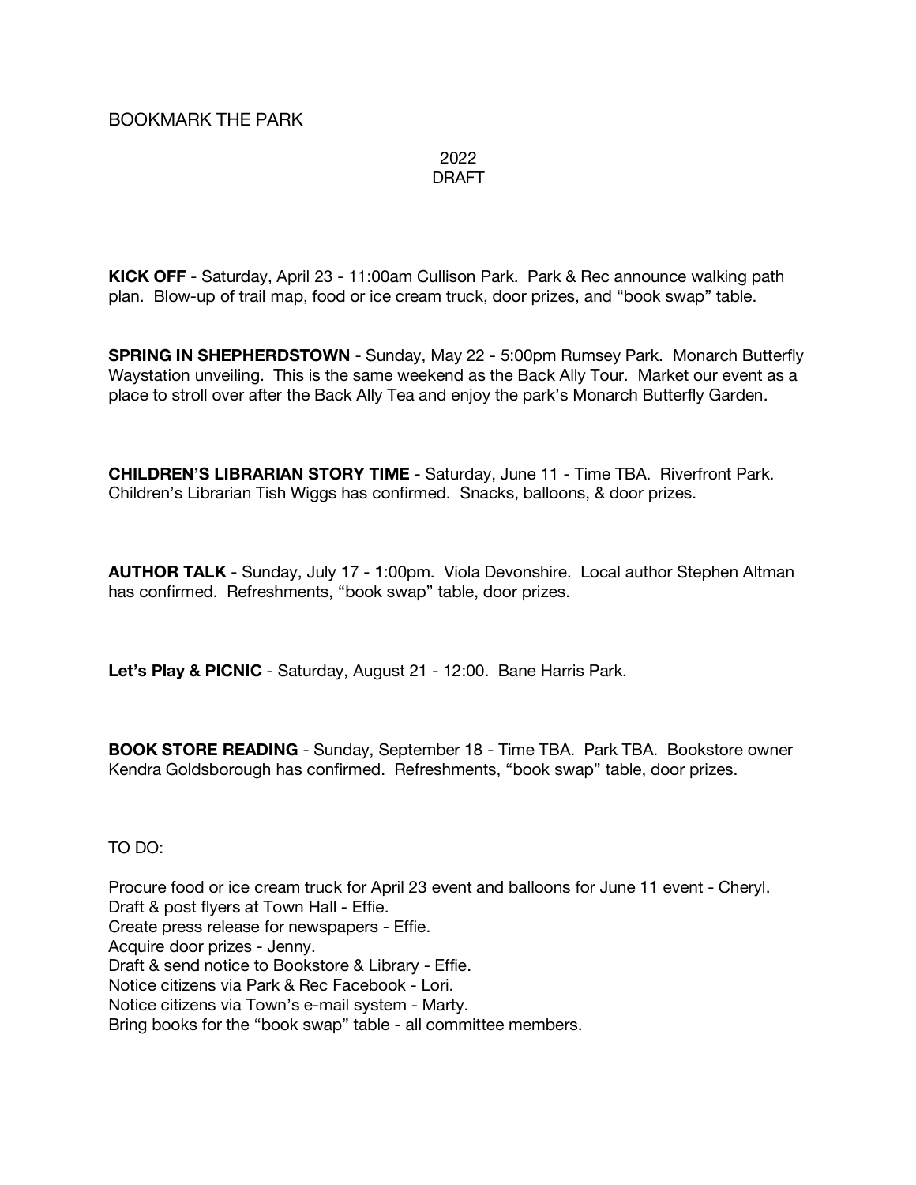BOOKMARK THE PARK

2022
DRAFT

**KICK OFF** - Saturday, April 23 - 11:00am Cullison Park. Park & Rec announce walking path plan. Blow-up of trail map, food or ice cream truck, door prizes, and "book swap" table.

**SPRING IN SHEPHERDSTOWN** - Sunday, May 22 - 5:00pm Rumsey Park. Monarch Butterfly Waystation unveiling. This is the same weekend as the Back Ally Tour. Market our event as a place to stroll over after the Back Ally Tea and enjoy the park's Monarch Butterfly Garden.

**CHILDREN'S LIBRARIAN STORY TIME** - Saturday, June 11 - Time TBA. Riverfront Park. Children's Librarian Tish Wiggs has confirmed. Snacks, balloons, & door prizes.

**AUTHOR TALK** - Sunday, July 17 - 1:00pm. Viola Devonshire. Local author Stephen Altman has confirmed. Refreshments, "book swap" table, door prizes.

**Let's Play & PICNIC** - Saturday, August 21 - 12:00. Bane Harris Park.

**BOOK STORE READING** - Sunday, September 18 - Time TBA. Park TBA. Bookstore owner Kendra Goldsborough has confirmed. Refreshments, "book swap" table, door prizes.

TO DO:

Procure food or ice cream truck for April 23 event and balloons for June 11 event - Cheryl.
Draft & post flyers at Town Hall - Effie.
Create press release for newspapers - Effie.
Acquire door prizes - Jenny.
Draft & send notice to Bookstore & Library - Effie.
Notice citizens via Park & Rec Facebook - Lori.
Notice citizens via Town's e-mail system - Marty.
Bring books for the "book swap" table - all committee members.